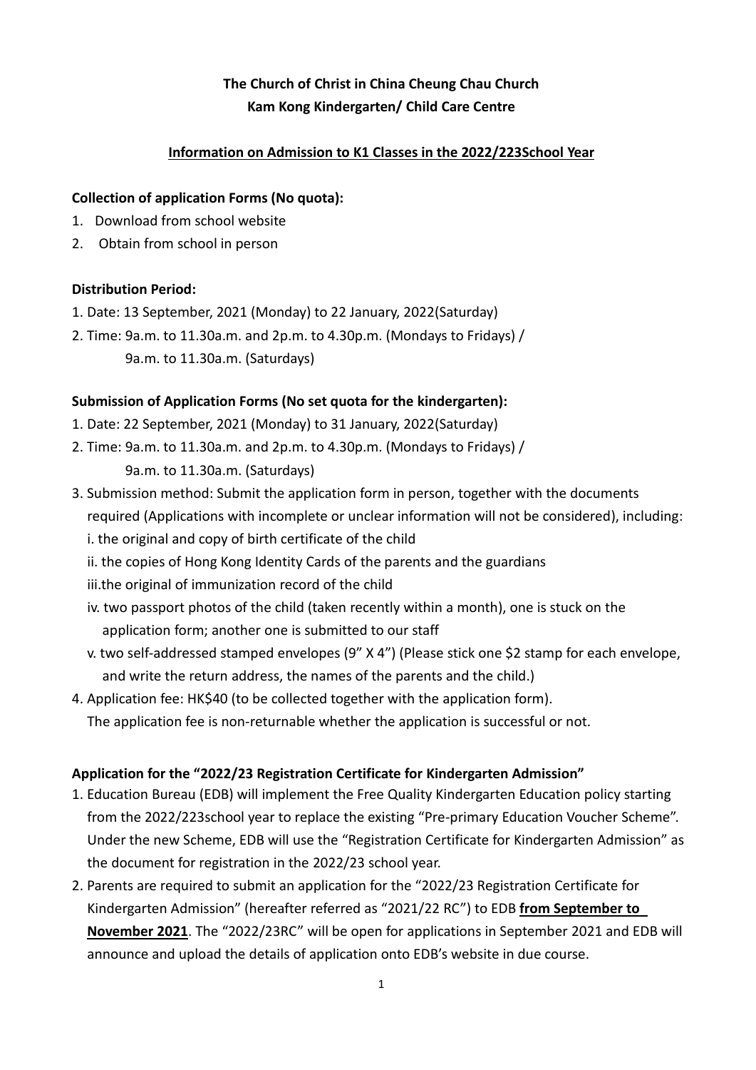**The Church of Christ in China Cheung Chau Church**
**Kam Kong Kindergarten/ Child Care Centre**

**<u>Information on Admission to K1 Classes in the 2022/223School Year</u>**

**Collection of application Forms (No quota):**

1. Download from school website
2. Obtain from school in person

**Distribution Period:**

1. Date: 13 September, 2021 (Monday) to 22 January, 2022(Saturday)
2. Time: 9a.m. to 11.30a.m. and 2p.m. to 4.30p.m. (Mondays to Fridays) /
   9a.m. to 11.30a.m. (Saturdays)

**Submission of Application Forms (No set quota for the kindergarten):**

1. Date: 22 September, 2021 (Monday) to 31 January, 2022(Saturday)
2. Time: 9a.m. to 11.30a.m. and 2p.m. to 4.30p.m. (Mondays to Fridays) /
   9a.m. to 11.30a.m. (Saturdays)
3. Submission method: Submit the application form in person, together with the documents required (Applications with incomplete or unclear information will not be considered), including:
   i. the original and copy of birth certificate of the child
   ii. the copies of Hong Kong Identity Cards of the parents and the guardians
   iii.the original of immunization record of the child
   iv. two passport photos of the child (taken recently within a month), one is stuck on the application form; another one is submitted to our staff
   v. two self-addressed stamped envelopes (9" X 4") (Please stick one $2 stamp for each envelope, and write the return address, the names of the parents and the child.)
4. Application fee: HK$40 (to be collected together with the application form).
   The application fee is non-returnable whether the application is successful or not.

**Application for the "2022/23 Registration Certificate for Kindergarten Admission"**

1. Education Bureau (EDB) will implement the Free Quality Kindergarten Education policy starting from the 2022/223school year to replace the existing "Pre-primary Education Voucher Scheme". Under the new Scheme, EDB will use the "Registration Certificate for Kindergarten Admission" as the document for registration in the 2022/23 school year.
2. Parents are required to submit an application for the "2022/23 Registration Certificate for Kindergarten Admission" (hereafter referred as "2021/22 RC") to EDB **<u>from September to November 2021</u>**. The "2022/23RC" will be open for applications in September 2021 and EDB will announce and upload the details of application onto EDB's website in due course.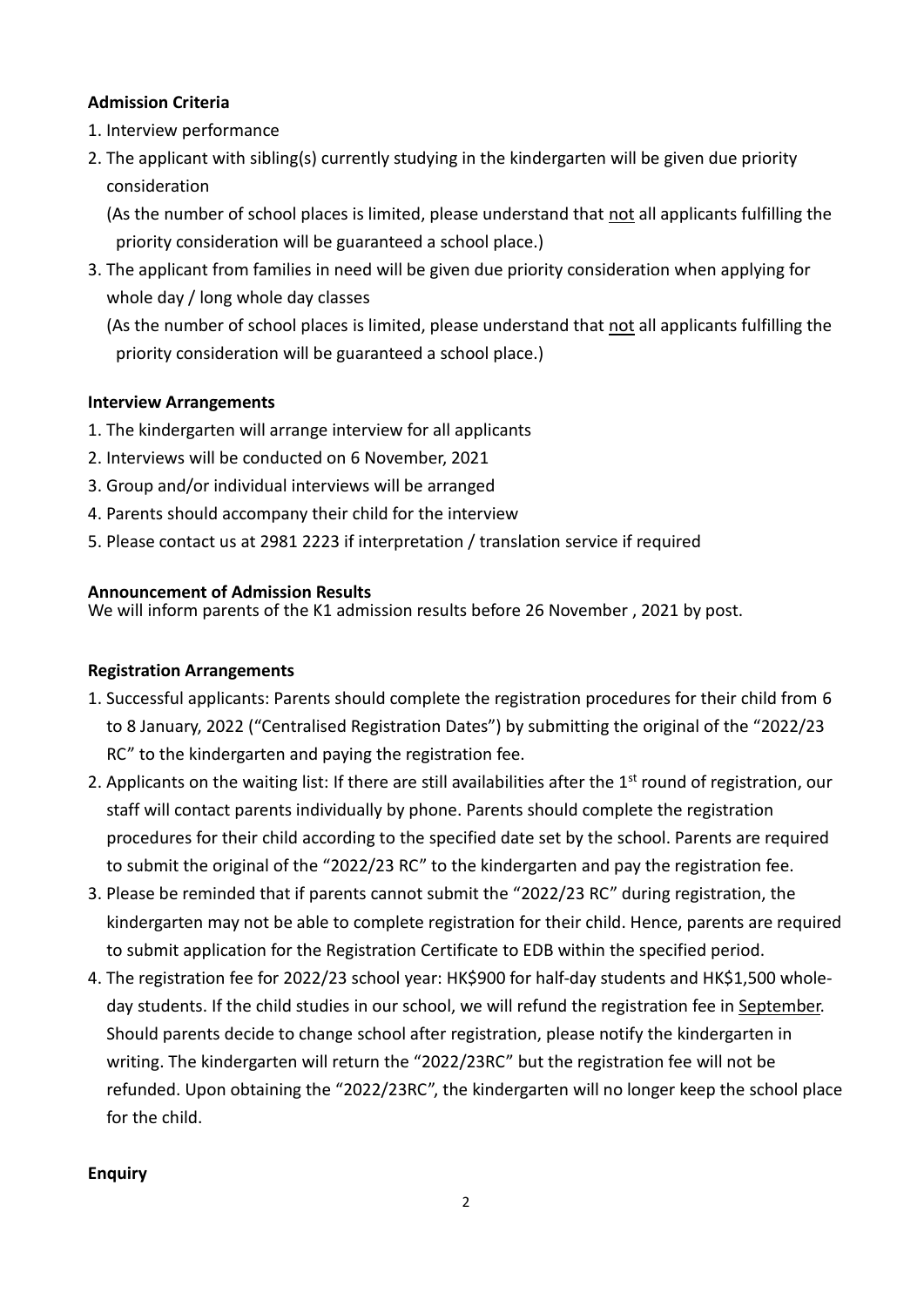**Admission Criteria**

1. Interview performance
2. The applicant with sibling(s) currently studying in the kindergarten will be given due priority consideration
   (As the number of school places is limited, please understand that <u>not</u> all applicants fulfilling the priority consideration will be guaranteed a school place.)
3. The applicant from families in need will be given due priority consideration when applying for whole day / long whole day classes
   (As the number of school places is limited, please understand that <u>not</u> all applicants fulfilling the priority consideration will be guaranteed a school place.)

**Interview Arrangements**

1. The kindergarten will arrange interview for all applicants
2. Interviews will be conducted on 6 November, 2021
3. Group and/or individual interviews will be arranged
4. Parents should accompany their child for the interview
5. Please contact us at 2981 2223 if interpretation / translation service if required

**Announcement of Admission Results**

We will inform parents of the K1 admission results before 26 November , 2021 by post.

**Registration Arrangements**

1. Successful applicants: Parents should complete the registration procedures for their child from 6 to 8 January, 2022 ("Centralised Registration Dates") by submitting the original of the "2022/23 RC" to the kindergarten and paying the registration fee.
2. Applicants on the waiting list: If there are still availabilities after the 1st round of registration, our staff will contact parents individually by phone. Parents should complete the registration procedures for their child according to the specified date set by the school. Parents are required to submit the original of the "2022/23 RC" to the kindergarten and pay the registration fee.
3. Please be reminded that if parents cannot submit the "2022/23 RC" during registration, the kindergarten may not be able to complete registration for their child. Hence, parents are required to submit application for the Registration Certificate to EDB within the specified period.
4. The registration fee for 2022/23 school year: HK$900 for half-day students and HK$1,500 whole-day students. If the child studies in our school, we will refund the registration fee in <u>September</u>. Should parents decide to change school after registration, please notify the kindergarten in writing. The kindergarten will return the "2022/23RC" but the registration fee will not be refunded. Upon obtaining the "2022/23RC", the kindergarten will no longer keep the school place for the child.

**Enquiry**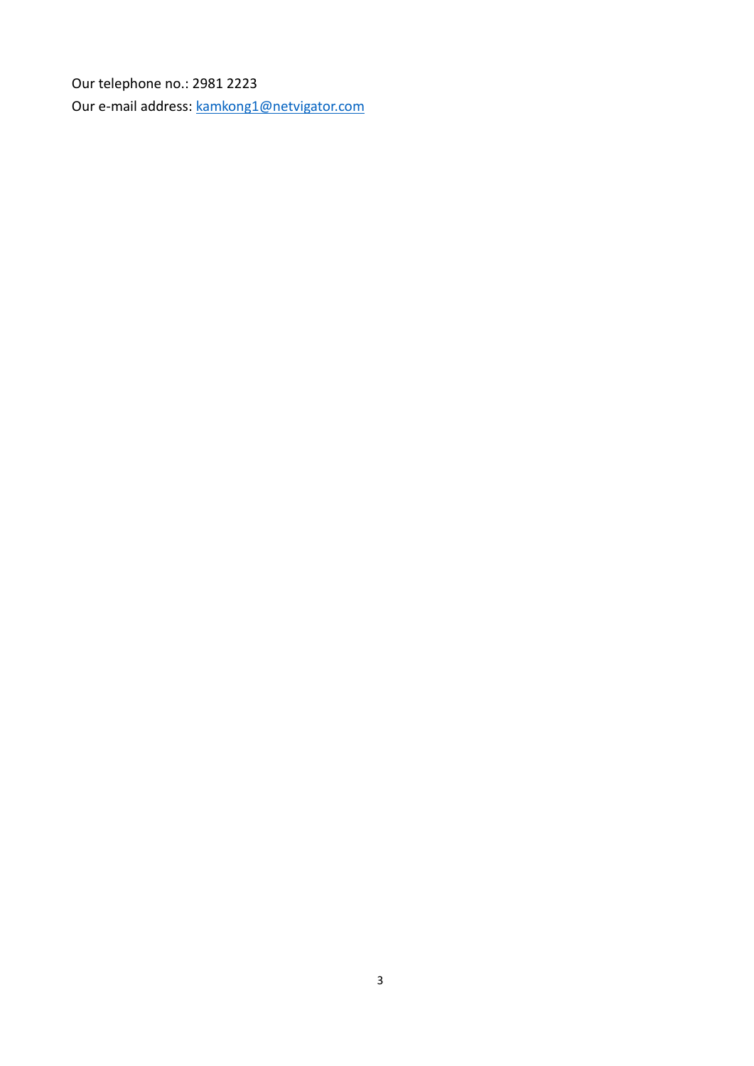Our telephone no.: 2981 2223
Our e-mail address: kamkong1@netvigator.com